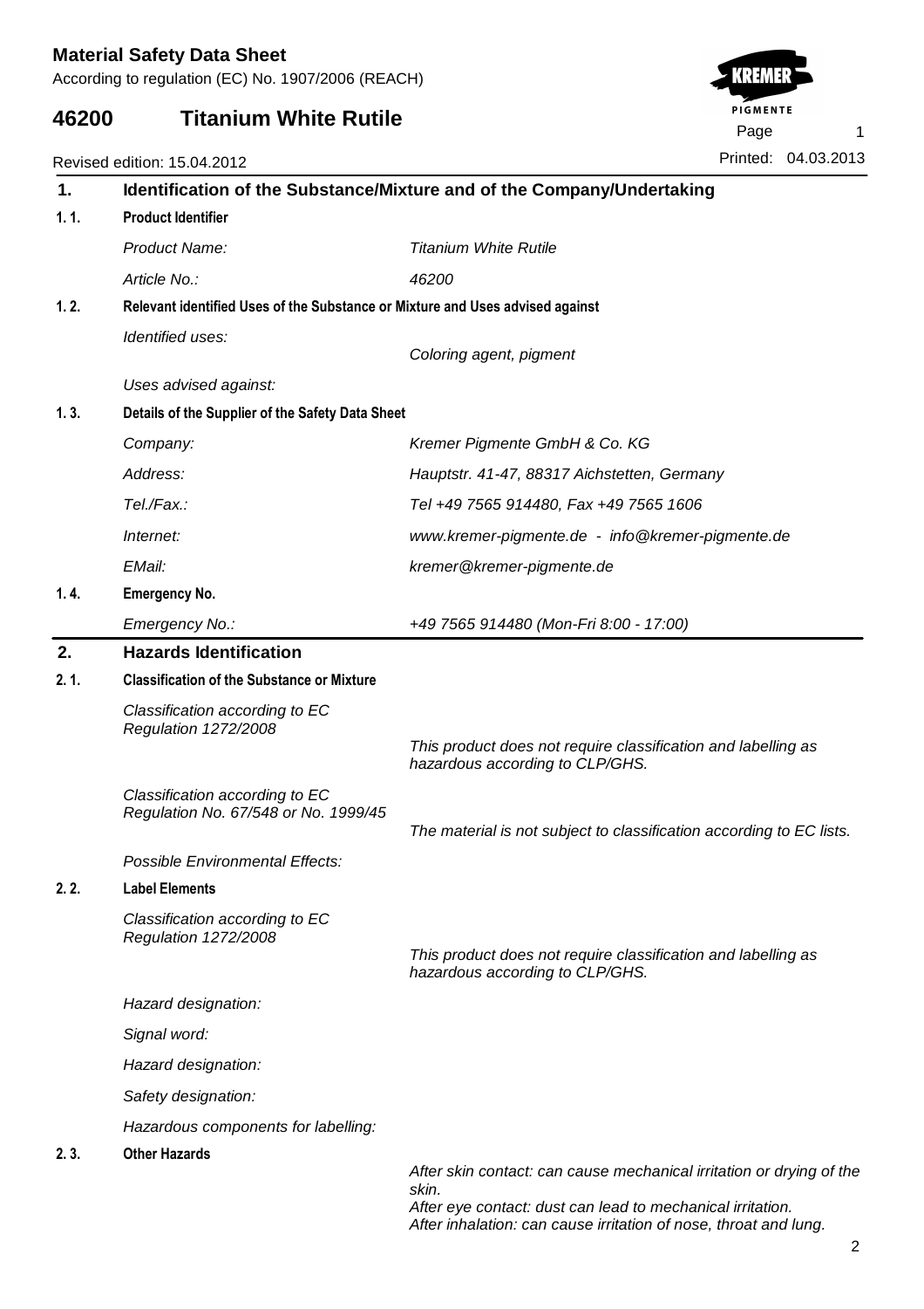# Material Safety Data Sheet

According to regulation (EC) No. 1907/2006 (REACH)

## 46200 Titanium White Rutile

Revised edition: 15.04.2012

Printed: 04.03.2013

## 1. Identification of the Substance/Mixture and of the Company/Undertaking

### 1. 1. Product Identifier

*Product Name:* *Titanium White Rutile*

*Article No.:* *46200*

### 1. 2. Relevant identified Uses of the Substance or Mixture and Uses advised against

*Identified uses:* *Coloring agent, pigment*

*Uses advised against:*

### 1. 3. Details of the Supplier of the Safety Data Sheet

*Company:* *Kremer Pigmente GmbH & Co. KG*

*Address:* *Hauptstr. 41-47, 88317 Aichstetten, Germany*

*Tel./Fax.:* *Tel +49 7565 914480, Fax +49 7565 1606*

*Internet:* *www.kremer-pigmente.de - info@kremer-pigmente.de*

*EMail:* *kremer@kremer-pigmente.de*

### 1. 4. Emergency No.

*Emergency No.:* *+49 7565 914480 (Mon-Fri 8:00 - 17:00)*

## 2. Hazards Identification

### 2. 1. Classification of the Substance or Mixture

*Classification according to EC Regulation 1272/2008*

*This product does not require classification and labelling as hazardous according to CLP/GHS.*

*Classification according to EC Regulation No. 67/548 or No. 1999/45*

*The material is not subject to classification according to EC lists.*

*Possible Environmental Effects:*

### 2. 2. Label Elements

*Classification according to EC Regulation 1272/2008*

*This product does not require classification and labelling as hazardous according to CLP/GHS.*

*Hazard designation:*

*Signal word:*

*Hazard designation:*

*Safety designation:*

*Hazardous components for labelling:*

### 2. 3. Other Hazards

*After skin contact: can cause mechanical irritation or drying of the skin.*
*After eye contact: dust can lead to mechanical irritation.*
*After inhalation: can cause irritation of nose, throat and lung.*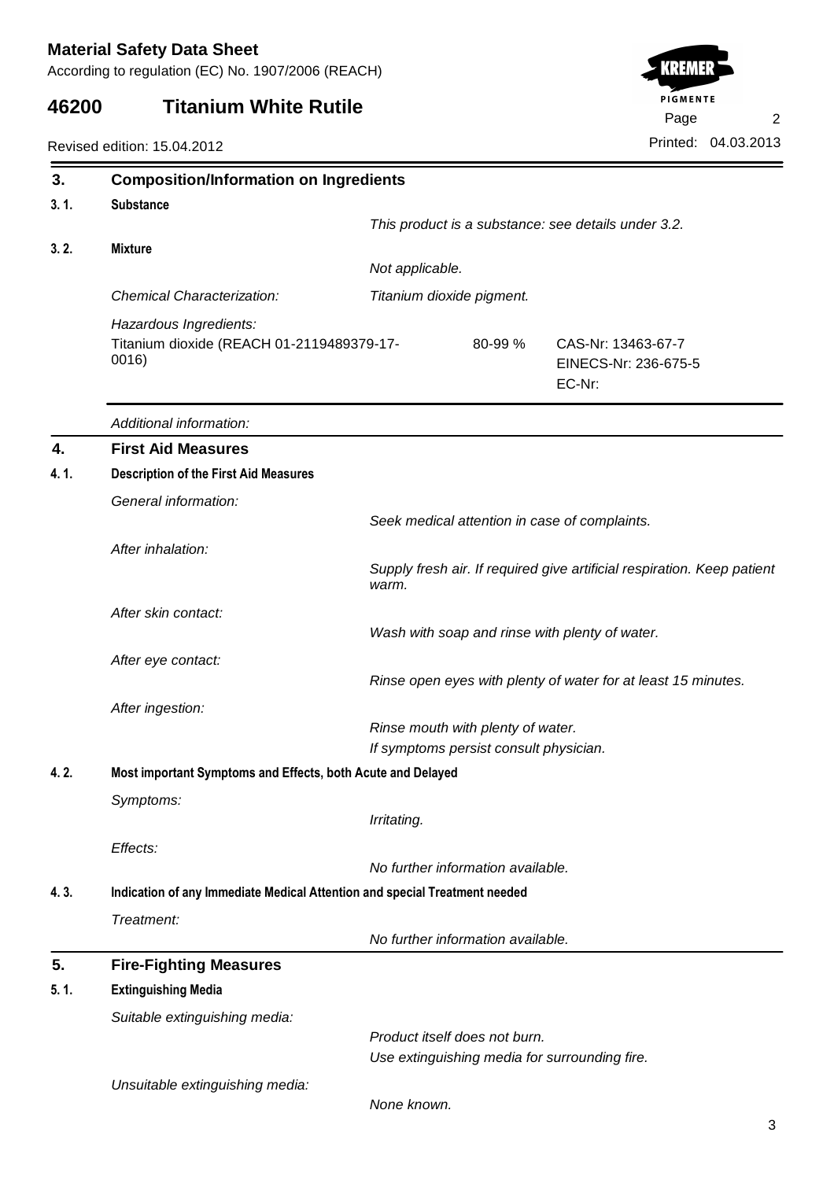## 3. Composition/Information on Ingredients

### 3. 1. Substance

*This product is a substance: see details under 3.2.*

### 3. 2. Mixture

*Not applicable.*

*Chemical Characterization:* *Titanium dioxide pigment.*

*Hazardous Ingredients:*

| | | |
|---|---|---|
| Titanium dioxide (REACH 01-2119489379-17-0016) | 80-99 % | CAS-Nr: 13463-67-7<br>EINECS-Nr: 236-675-5<br>EC-Nr: |

*Additional information:*

## 4. First Aid Measures

### 4. 1. Description of the First Aid Measures

*General information:*

*Seek medical attention in case of complaints.*

*After inhalation:*

*Supply fresh air. If required give artificial respiration. Keep patient warm.*

*After skin contact:*

*Wash with soap and rinse with plenty of water.*

*After eye contact:*

*Rinse open eyes with plenty of water for at least 15 minutes.*

*After ingestion:*

*Rinse mouth with plenty of water.*
*If symptoms persist consult physician.*

### 4. 2. Most important Symptoms and Effects, both Acute and Delayed

*Symptoms:*

*Irritating.*

*Effects:*

*No further information available.*

### 4. 3. Indication of any Immediate Medical Attention and special Treatment needed

*Treatment:*

*No further information available.*

## 5. Fire-Fighting Measures

### 5. 1. Extinguishing Media

*Suitable extinguishing media:*

*Product itself does not burn.*
*Use extinguishing media for surrounding fire.*

*Unsuitable extinguishing media:*

*None known.*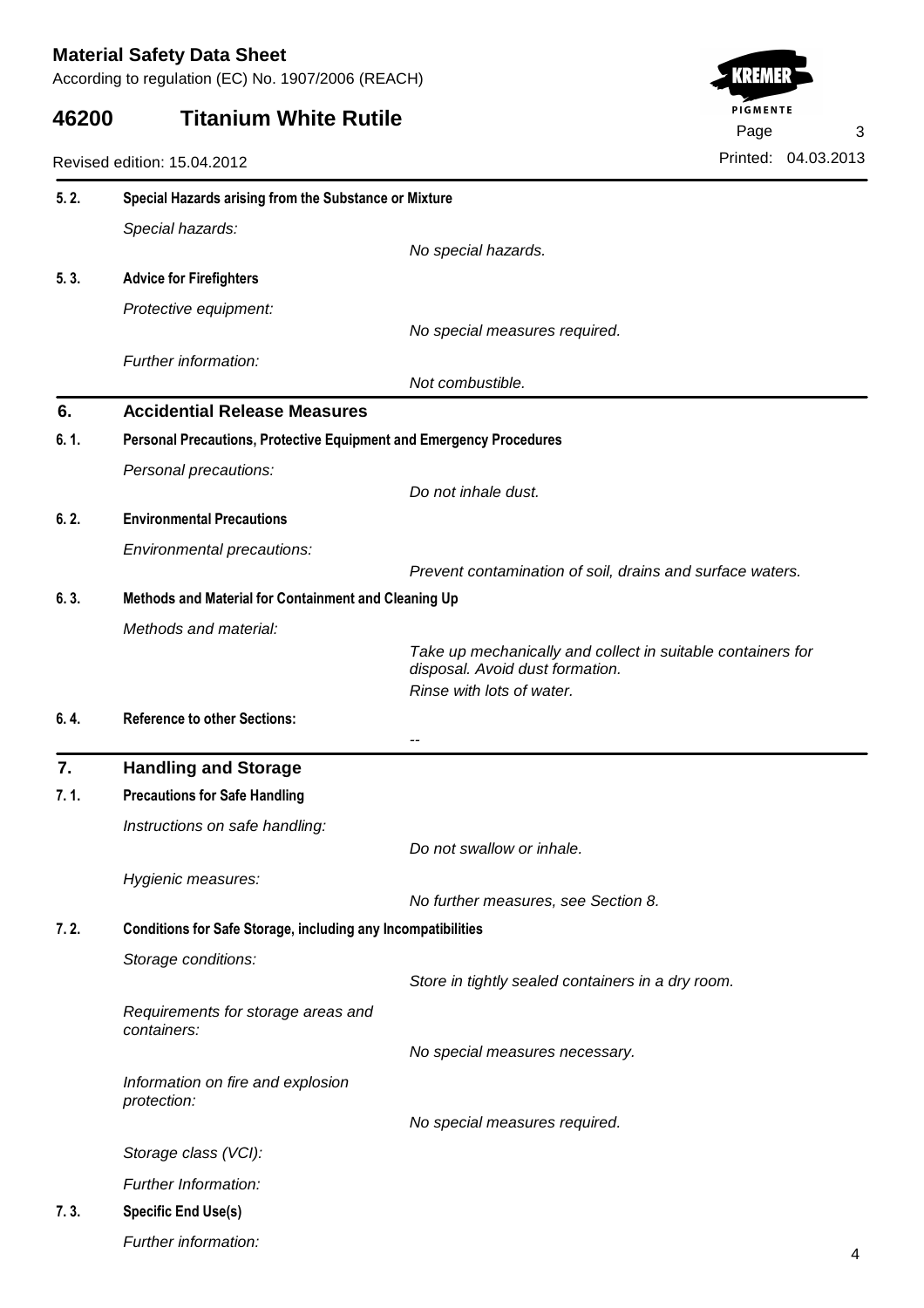**5. 2. Special Hazards arising from the Substance or Mixture**

*Special hazards:*

*No special hazards.*

**5. 3. Advice for Firefighters**

*Protective equipment:*

*No special measures required.*

*Further information:*

*Not combustible.*

## 6. Accidential Release Measures

**6. 1. Personal Precautions, Protective Equipment and Emergency Procedures**

*Personal precautions:*

*Do not inhale dust.*

**6. 2. Environmental Precautions**

*Environmental precautions:*

*Prevent contamination of soil, drains and surface waters.*

**6. 3. Methods and Material for Containment and Cleaning Up**

*Methods and material:*

*Take up mechanically and collect in suitable containers for disposal. Avoid dust formation.*

*Rinse with lots of water.*

**6. 4. Reference to other Sections:**

--

## 7. Handling and Storage

**7. 1. Precautions for Safe Handling**

*Instructions on safe handling:*

*Do not swallow or inhale.*

*Hygienic measures:*

*No further measures, see Section 8.*

**7. 2. Conditions for Safe Storage, including any Incompatibilities**

*Storage conditions:*

*Store in tightly sealed containers in a dry room.*

*Requirements for storage areas and containers:*

*No special measures necessary.*

*Information on fire and explosion protection:*

*No special measures required.*

*Storage class (VCI):*

*Further Information:*

**7. 3. Specific End Use(s)**

*Further information:*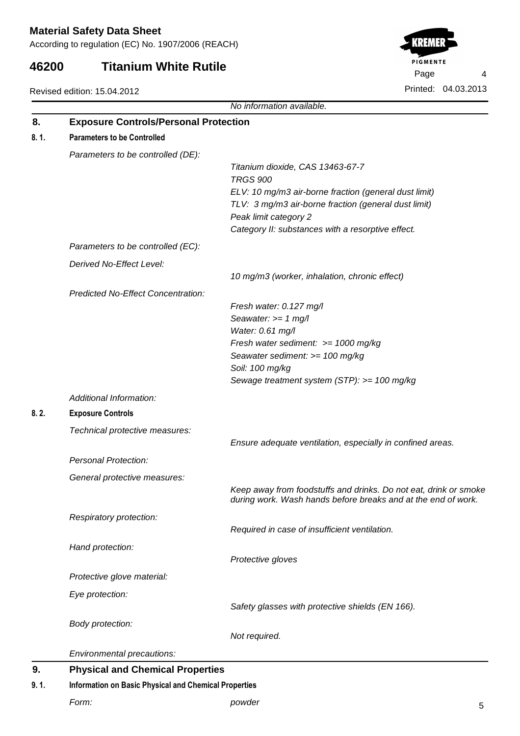*No information available.*

## 8. Exposure Controls/Personal Protection

### 8. 1. Parameters to be Controlled

*Parameters to be controlled (DE):*

*Titanium dioxide, CAS 13463-67-7*
*TRGS 900*
*ELV: 10 mg/m3 air-borne fraction (general dust limit)*
*TLV: 3 mg/m3 air-borne fraction (general dust limit)*
*Peak limit category 2*
*Category II: substances with a resorptive effect.*

*Parameters to be controlled (EC):*

*Derived No-Effect Level:*

*10 mg/m3 (worker, inhalation, chronic effect)*

*Predicted No-Effect Concentration:*

*Fresh water: 0.127 mg/l*
*Seawater: >= 1 mg/l*
*Water: 0.61 mg/l*
*Fresh water sediment: >= 1000 mg/kg*
*Seawater sediment: >= 100 mg/kg*
*Soil: 100 mg/kg*
*Sewage treatment system (STP): >= 100 mg/kg*

*Additional Information:*

### 8. 2. Exposure Controls

*Technical protective measures:*

*Ensure adequate ventilation, especially in confined areas.*

*Personal Protection:*

*General protective measures:*

*Keep away from foodstuffs and drinks. Do not eat, drink or smoke during work. Wash hands before breaks and at the end of work.*

*Respiratory protection:*

*Required in case of insufficient ventilation.*

*Hand protection:*

*Protective gloves*

*Protective glove material:*

*Eye protection:*

*Safety glasses with protective shields (EN 166).*

*Body protection:*

*Not required.*

*Environmental precautions:*

## 9. Physical and Chemical Properties

### 9. 1. Information on Basic Physical and Chemical Properties

*Form:* *powder*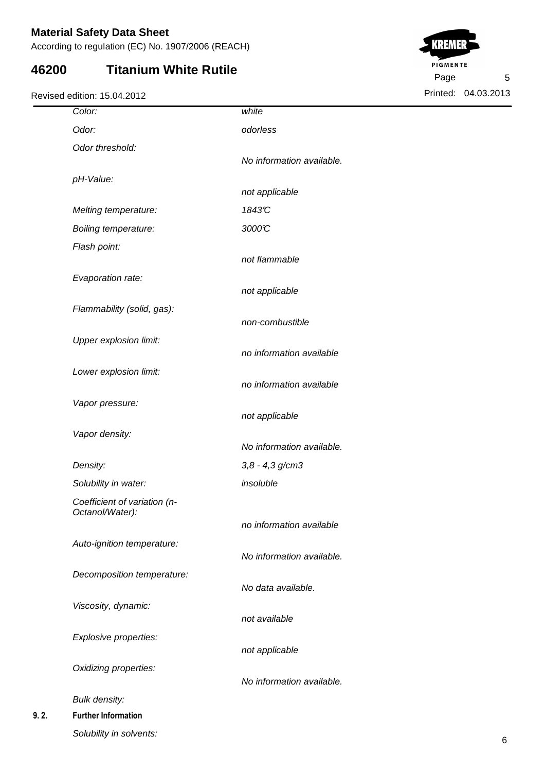| | |
|---|---|
| *Color:* | *white* |
| *Odor:* | *odorless* |
| *Odor threshold:* | *No information available.* |
| *pH-Value:* | *not applicable* |
| *Melting temperature:* | *1843℃* |
| *Boiling temperature:* | *3000℃* |
| *Flash point:* | *not flammable* |
| *Evaporation rate:* | *not applicable* |
| *Flammability (solid, gas):* | *non-combustible* |
| *Upper explosion limit:* | *no information available* |
| *Lower explosion limit:* | *no information available* |
| *Vapor pressure:* | *not applicable* |
| *Vapor density:* | *No information available.* |
| *Density:* | *3,8 - 4,3 g/cm3* |
| *Solubility in water:* | *insoluble* |
| *Coefficient of variation (n-Octanol/Water):* | *no information available* |
| *Auto-ignition temperature:* | *No information available.* |
| *Decomposition temperature:* | *No data available.* |
| *Viscosity, dynamic:* | *not available* |
| *Explosive properties:* | *not applicable* |
| *Oxidizing properties:* | *No information available.* |
| *Bulk density:* | |

**9. 2. Further Information**

*Solubility in solvents:*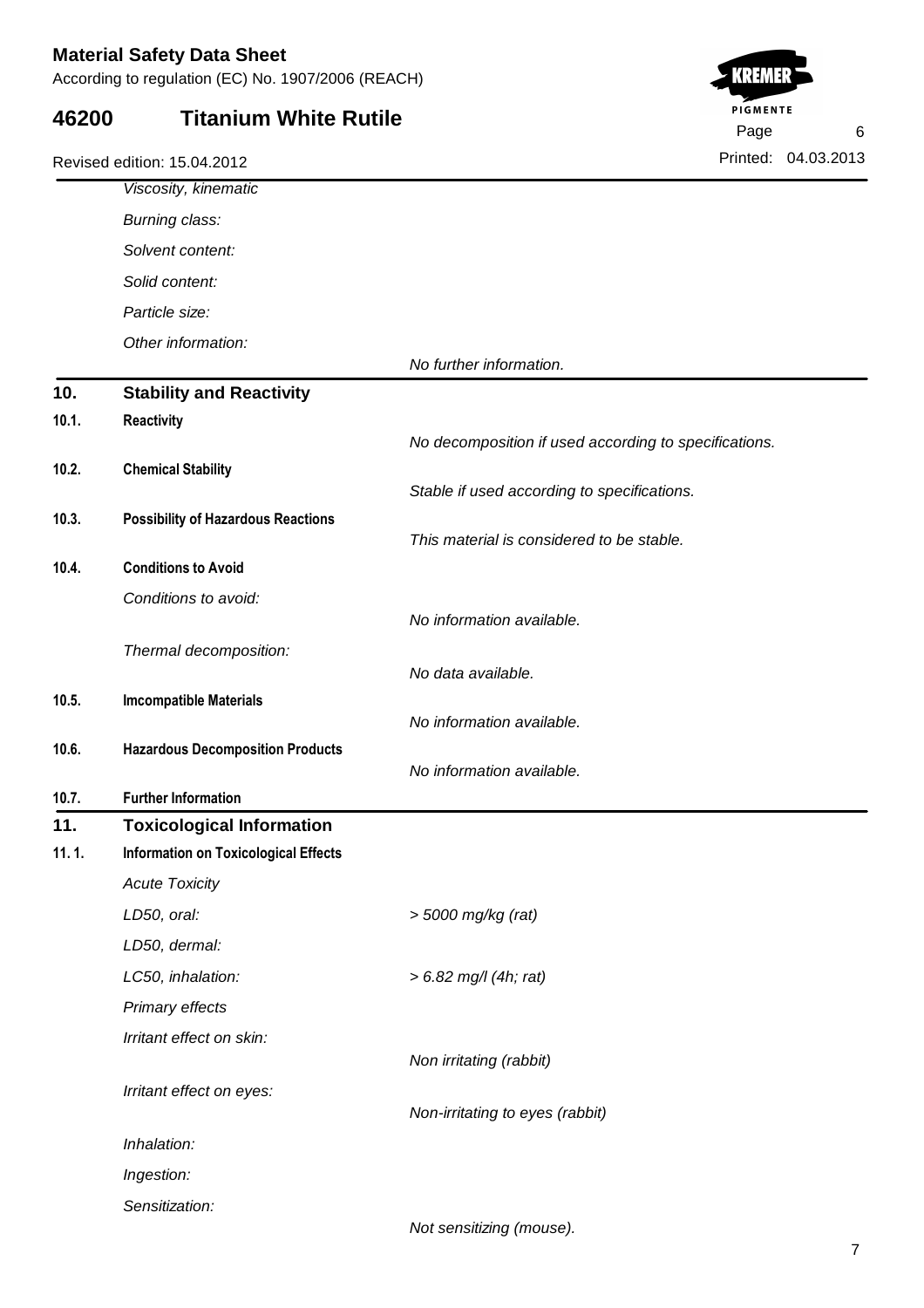*Viscosity, kinematic*

*Burning class:*

*Solvent content:*

*Solid content:*

*Particle size:*

*Other information:*

*No further information.*

## 10. Stability and Reactivity

**10.1. Reactivity**

*No decomposition if used according to specifications.*

**10.2. Chemical Stability**

*Stable if used according to specifications.*

**10.3. Possibility of Hazardous Reactions**

*This material is considered to be stable.*

**10.4. Conditions to Avoid**

*Conditions to avoid:*

*No information available.*

*Thermal decomposition:*

*No data available.*

**10.5. Imcompatible Materials**

*No information available.*

**10.6. Hazardous Decomposition Products**

*No information available.*

**10.7. Further Information**

## 11. Toxicological Information

**11. 1. Information on Toxicological Effects**

*Acute Toxicity*

| | |
|---|---|
| *LD50, oral:* | *> 5000 mg/kg (rat)* |
| *LD50, dermal:* | |
| *LC50, inhalation:* | *> 6.82 mg/l (4h; rat)* |

*Primary effects*

*Irritant effect on skin:*

*Non irritating (rabbit)*

*Irritant effect on eyes:*

*Non-irritating to eyes (rabbit)*

*Inhalation:*

*Ingestion:*

*Sensitization:*

*Not sensitizing (mouse).*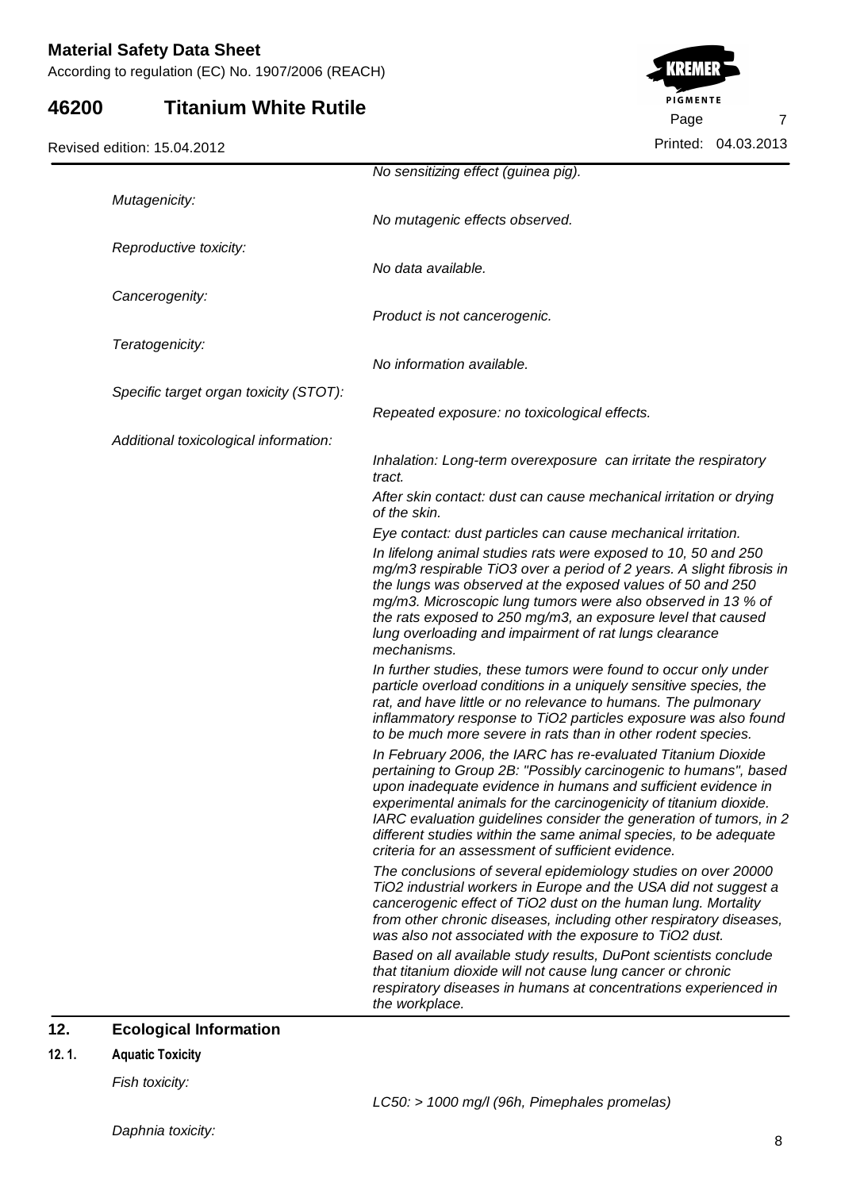*No sensitizing effect (guinea pig).*

*Mutagenicity:*

*No mutagenic effects observed.*

*Reproductive toxicity:*

*No data available.*

*Cancerogenity:*

*Product is not cancerogenic.*

*Teratogenicity:*

*No information available.*

*Specific target organ toxicity (STOT):*

*Repeated exposure: no toxicological effects.*

*Additional toxicological information:*

*Inhalation: Long-term overexposure can irritate the respiratory tract.*

*After skin contact: dust can cause mechanical irritation or drying of the skin.*

*Eye contact: dust particles can cause mechanical irritation.*

*In lifelong animal studies rats were exposed to 10, 50 and 250 mg/m3 respirable TiO3 over a period of 2 years. A slight fibrosis in the lungs was observed at the exposed values of 50 and 250 mg/m3. Microscopic lung tumors were also observed in 13 % of the rats exposed to 250 mg/m3, an exposure level that caused lung overloading and impairment of rat lungs clearance mechanisms.*

*In further studies, these tumors were found to occur only under particle overload conditions in a uniquely sensitive species, the rat, and have little or no relevance to humans. The pulmonary inflammatory response to TiO2 particles exposure was also found to be much more severe in rats than in other rodent species.*

*In February 2006, the IARC has re-evaluated Titanium Dioxide pertaining to Group 2B: "Possibly carcinogenic to humans", based upon inadequate evidence in humans and sufficient evidence in experimental animals for the carcinogenicity of titanium dioxide. IARC evaluation guidelines consider the generation of tumors, in 2 different studies within the same animal species, to be adequate criteria for an assessment of sufficient evidence.*

*The conclusions of several epidemiology studies on over 20000 TiO2 industrial workers in Europe and the USA did not suggest a cancerogenic effect of TiO2 dust on the human lung. Mortality from other chronic diseases, including other respiratory diseases, was also not associated with the exposure to TiO2 dust.*

*Based on all available study results, DuPont scientists conclude that titanium dioxide will not cause lung cancer or chronic respiratory diseases in humans at concentrations experienced in the workplace.*

## 12. Ecological Information

### 12. 1. Aquatic Toxicity

*Fish toxicity:*

*LC50: > 1000 mg/l (96h, Pimephales promelas)*

*Daphnia toxicity:*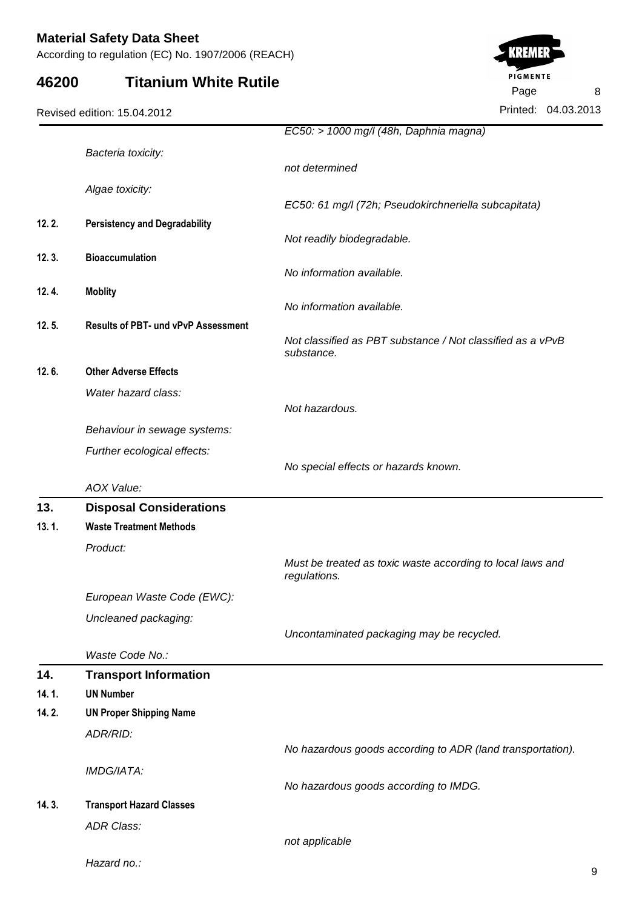| | | |
|---|---|---|
| | | *EC50: > 1000 mg/l (48h, Daphnia magna)* |
| | *Bacteria toxicity:* | *not determined* |
| | *Algae toxicity:* | *EC50: 61 mg/l (72h; Pseudokirchneriella subcapitata)* |
| **12. 2.** | **Persistency and Degradability** | *Not readily biodegradable.* |
| **12. 3.** | **Bioaccumulation** | *No information available.* |
| **12. 4.** | **Moblity** | *No information available.* |
| **12. 5.** | **Results of PBT- und vPvP Assessment** | *Not classified as PBT substance / Not classified as a vPvB substance.* |
| **12. 6.** | **Other Adverse Effects** | |
| | *Water hazard class:* | *Not hazardous.* |
| | *Behaviour in sewage systems:* | |
| | *Further ecological effects:* | *No special effects or hazards known.* |
| | *AOX Value:* | |

## 13. Disposal Considerations

| | | |
|---|---|---|
| **13. 1.** | **Waste Treatment Methods** | |
| | *Product:* | *Must be treated as toxic waste according to local laws and regulations.* |
| | *European Waste Code (EWC):* | |
| | *Uncleaned packaging:* | *Uncontaminated packaging may be recycled.* |
| | *Waste Code No.:* | |

## 14. Transport Information

| | | |
|---|---|---|
| **14. 1.** | **UN Number** | |
| **14. 2.** | **UN Proper Shipping Name** | |
| | *ADR/RID:* | *No hazardous goods according to ADR (land transportation).* |
| | *IMDG/IATA:* | *No hazardous goods according to IMDG.* |
| **14. 3.** | **Transport Hazard Classes** | |
| | *ADR Class:* | *not applicable* |
| | *Hazard no.:* | |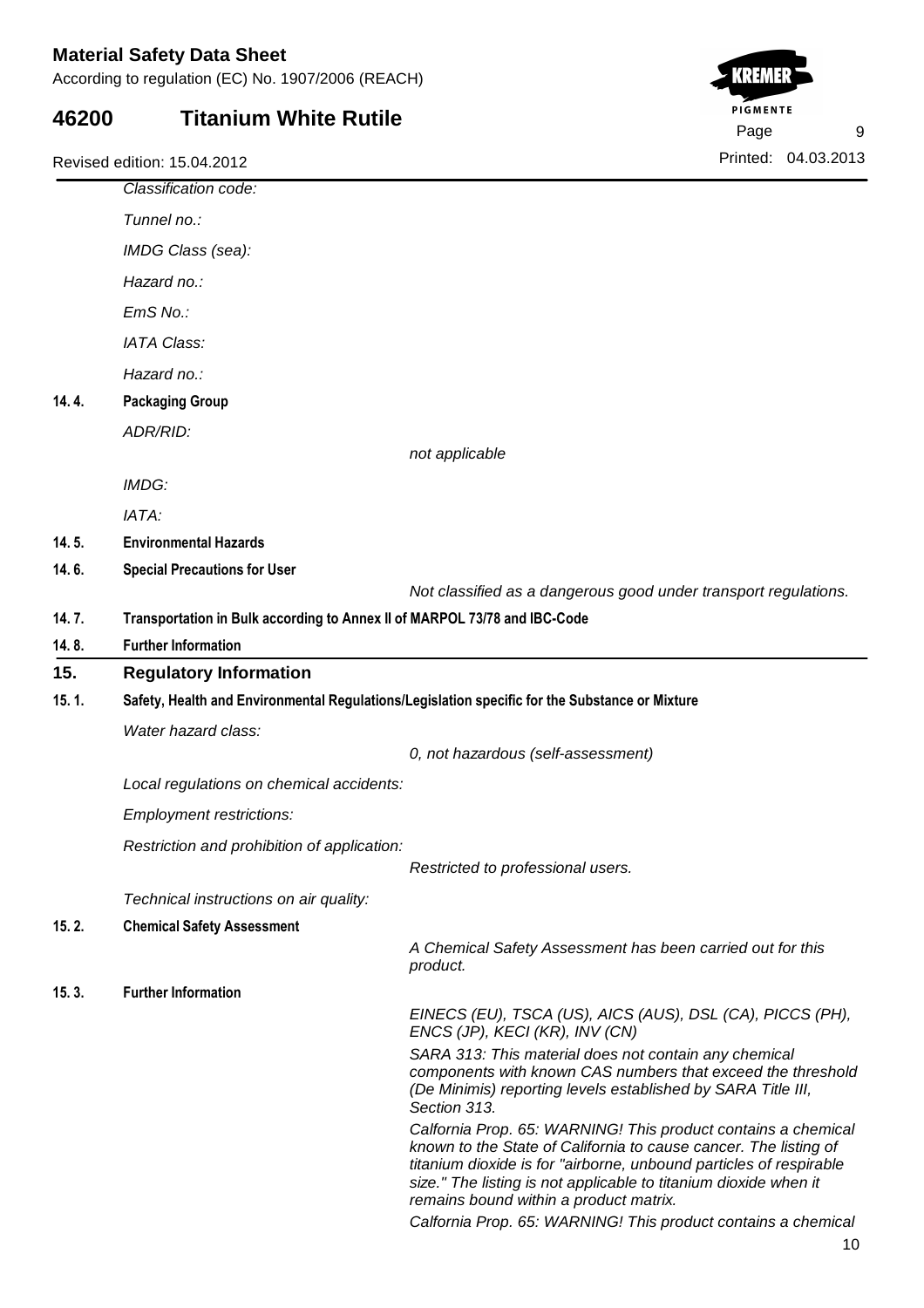*Classification code:*

*Tunnel no.:*

*IMDG Class (sea):*

*Hazard no.:*

*EmS No.:*

*IATA Class:*

*Hazard no.:*

**14. 4. Packaging Group**

*ADR/RID:*

*not applicable*

*IMDG:*

*IATA:*

**14. 5. Environmental Hazards**

**14. 6. Special Precautions for User**

*Not classified as a dangerous good under transport regulations.*

**14. 7. Transportation in Bulk according to Annex II of MARPOL 73/78 and IBC-Code**

**14. 8. Further Information**

## 15. Regulatory Information

**15. 1. Safety, Health and Environmental Regulations/Legislation specific for the Substance or Mixture**

*Water hazard class:*

*0, not hazardous (self-assessment)*

*Local regulations on chemical accidents:*

*Employment restrictions:*

*Restriction and prohibition of application:*

*Restricted to professional users.*

*Technical instructions on air quality:*

**15. 2. Chemical Safety Assessment**

*A Chemical Safety Assessment has been carried out for this product.*

**15. 3. Further Information**

*EINECS (EU), TSCA (US), AICS (AUS), DSL (CA), PICCS (PH), ENCS (JP), KECI (KR), INV (CN)*

*SARA 313: This material does not contain any chemical components with known CAS numbers that exceed the threshold (De Minimis) reporting levels established by SARA Title III, Section 313.*

*Calfornia Prop. 65: WARNING! This product contains a chemical known to the State of California to cause cancer. The listing of titanium dioxide is for "airborne, unbound particles of respirable size." The listing is not applicable to titanium dioxide when it remains bound within a product matrix.*

*Calfornia Prop. 65: WARNING! This product contains a chemical*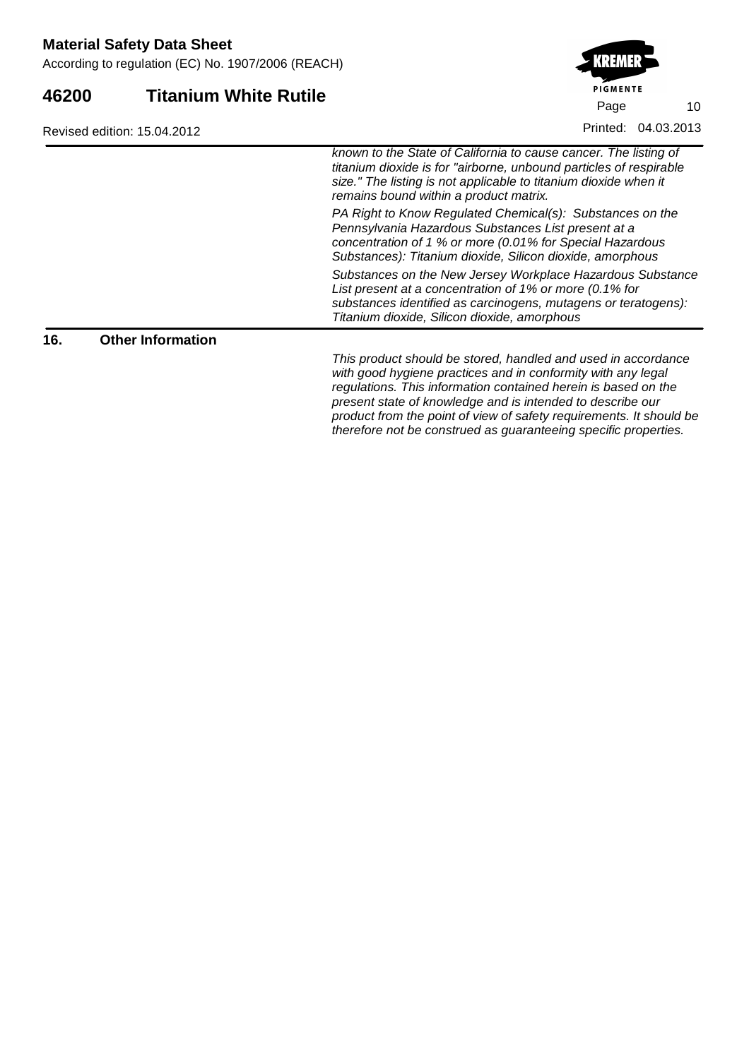*known to the State of California to cause cancer. The listing of titanium dioxide is for "airborne, unbound particles of respirable size." The listing is not applicable to titanium dioxide when it remains bound within a product matrix.*

*PA Right to Know Regulated Chemical(s): Substances on the Pennsylvania Hazardous Substances List present at a concentration of 1 % or more (0.01% for Special Hazardous Substances): Titanium dioxide, Silicon dioxide, amorphous*

*Substances on the New Jersey Workplace Hazardous Substance List present at a concentration of 1% or more (0.1% for substances identified as carcinogens, mutagens or teratogens): Titanium dioxide, Silicon dioxide, amorphous*

## 16. Other Information

*This product should be stored, handled and used in accordance with good hygiene practices and in conformity with any legal regulations. This information contained herein is based on the present state of knowledge and is intended to describe our product from the point of view of safety requirements. It should be therefore not be construed as guaranteeing specific properties.*